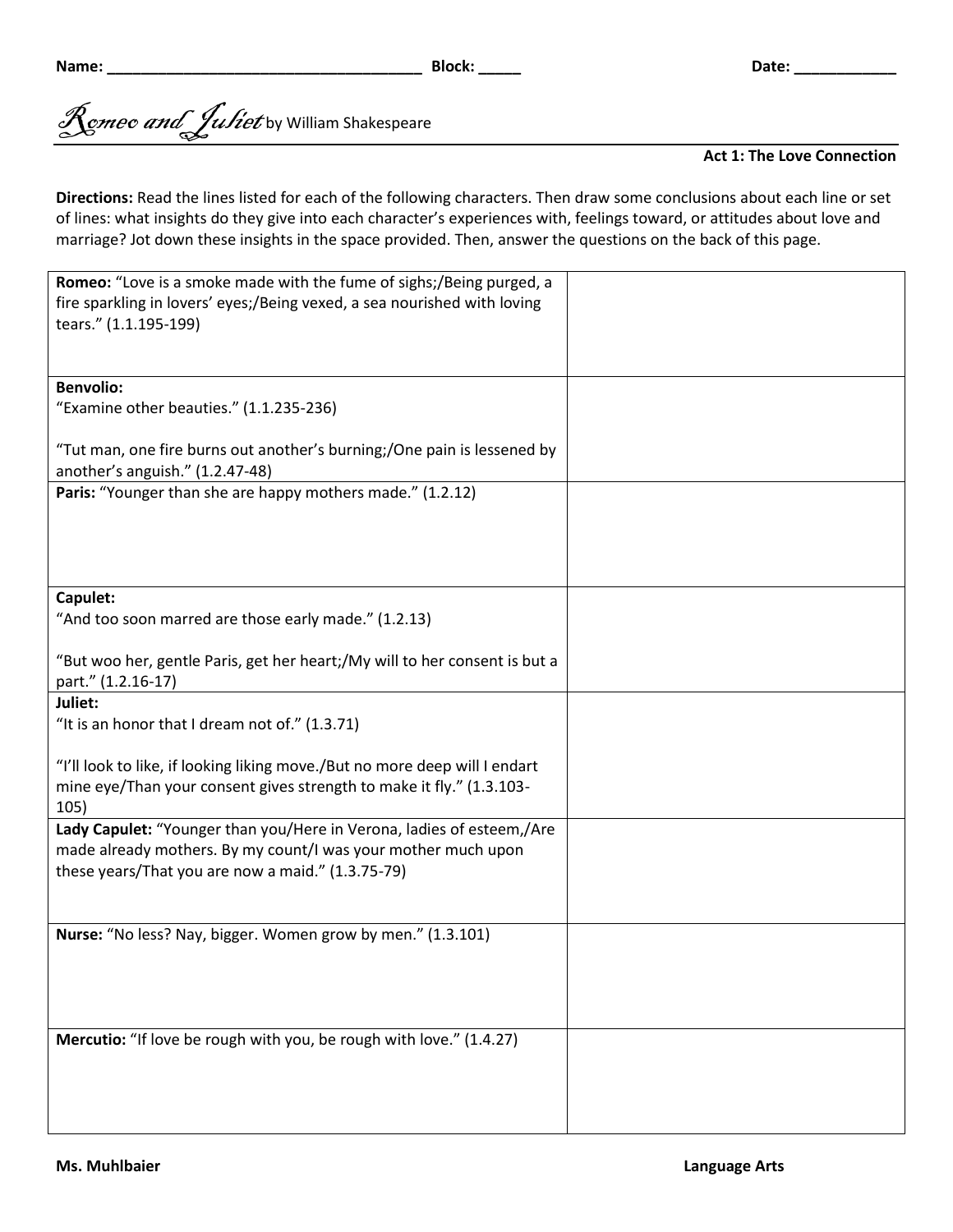**Name:** ____________________________________ **Block:** _____ **Date:** ____________

# *Romeo and Juliet* by William Shakespeare

**Act 1: The Love Connection**

**Directions:** Read the lines listed for each of the following characters. Then draw some conclusions about each line or set of lines: what insights do they give into each character's experiences with, feelings toward, or attitudes about love and marriage? Jot down these insights in the space provided. Then, answer the questions on the back of this page.

| | |
|---|---|
| **Romeo:** "Love is a smoke made with the fume of sighs;/Being purged, a fire sparkling in lovers' eyes;/Being vexed, a sea nourished with loving tears." (1.1.195-199) | |
| **Benvolio:**<br>"Examine other beauties." (1.1.235-236)<br><br>"Tut man, one fire burns out another's burning;/One pain is lessened by another's anguish." (1.2.47-48) | |
| **Paris:** "Younger than she are happy mothers made." (1.2.12) | |
| **Capulet:**<br>"And too soon marred are those early made." (1.2.13)<br><br>"But woo her, gentle Paris, get her heart;/My will to her consent is but a part." (1.2.16-17) | |
| **Juliet:**<br>"It is an honor that I dream not of." (1.3.71)<br><br>"I'll look to like, if looking liking move./But no more deep will I endart mine eye/Than your consent gives strength to make it fly." (1.3.103-105) | |
| **Lady Capulet:** "Younger than you/Here in Verona, ladies of esteem,/Are made already mothers. By my count/I was your mother much upon these years/That you are now a maid." (1.3.75-79) | |
| **Nurse:** "No less? Nay, bigger. Women grow by men." (1.3.101) | |
| **Mercutio:** "If love be rough with you, be rough with love." (1.4.27) | |

Ms. Muhlbaier Language Arts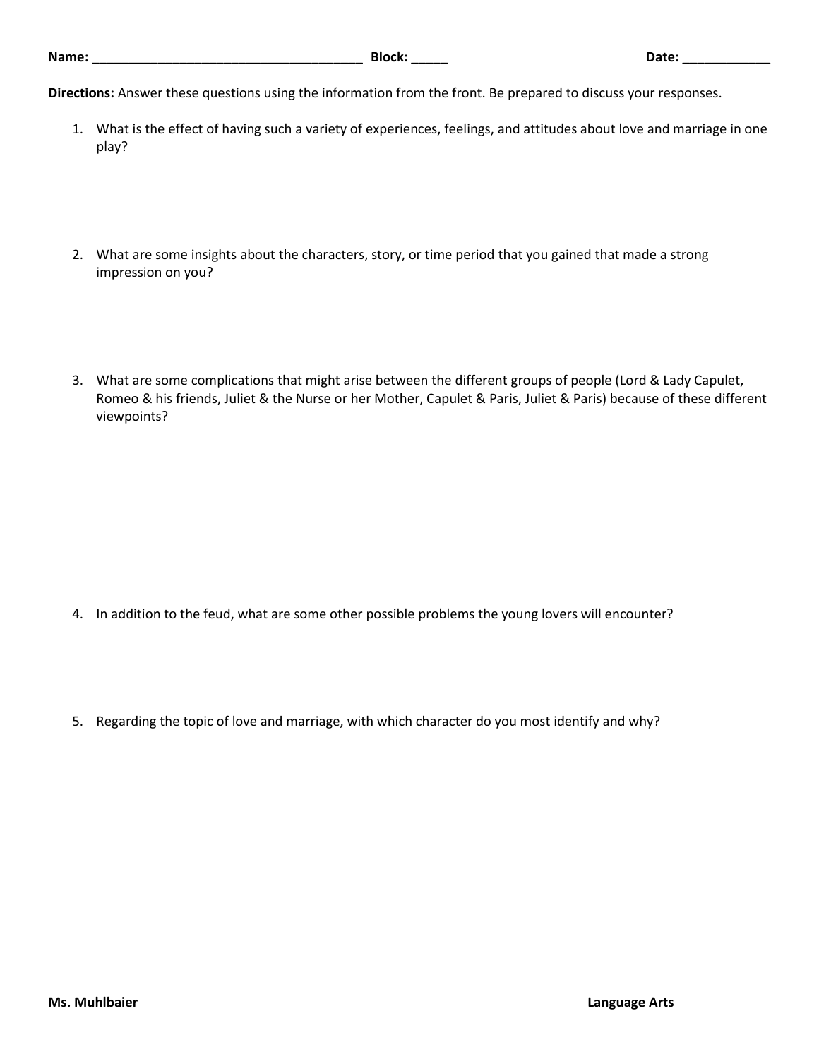**Name:** ____________________________________ **Block:** _____ **Date:** ____________

**Directions:** Answer these questions using the information from the front. Be prepared to discuss your responses.

1. What is the effect of having such a variety of experiences, feelings, and attitudes about love and marriage in one play?

2. What are some insights about the characters, story, or time period that you gained that made a strong impression on you?

3. What are some complications that might arise between the different groups of people (Lord & Lady Capulet, Romeo & his friends, Juliet & the Nurse or her Mother, Capulet & Paris, Juliet & Paris) because of these different viewpoints?

4. In addition to the feud, what are some other possible problems the young lovers will encounter?

5. Regarding the topic of love and marriage, with which character do you most identify and why?

**Ms. Muhlbaier** **Language Arts**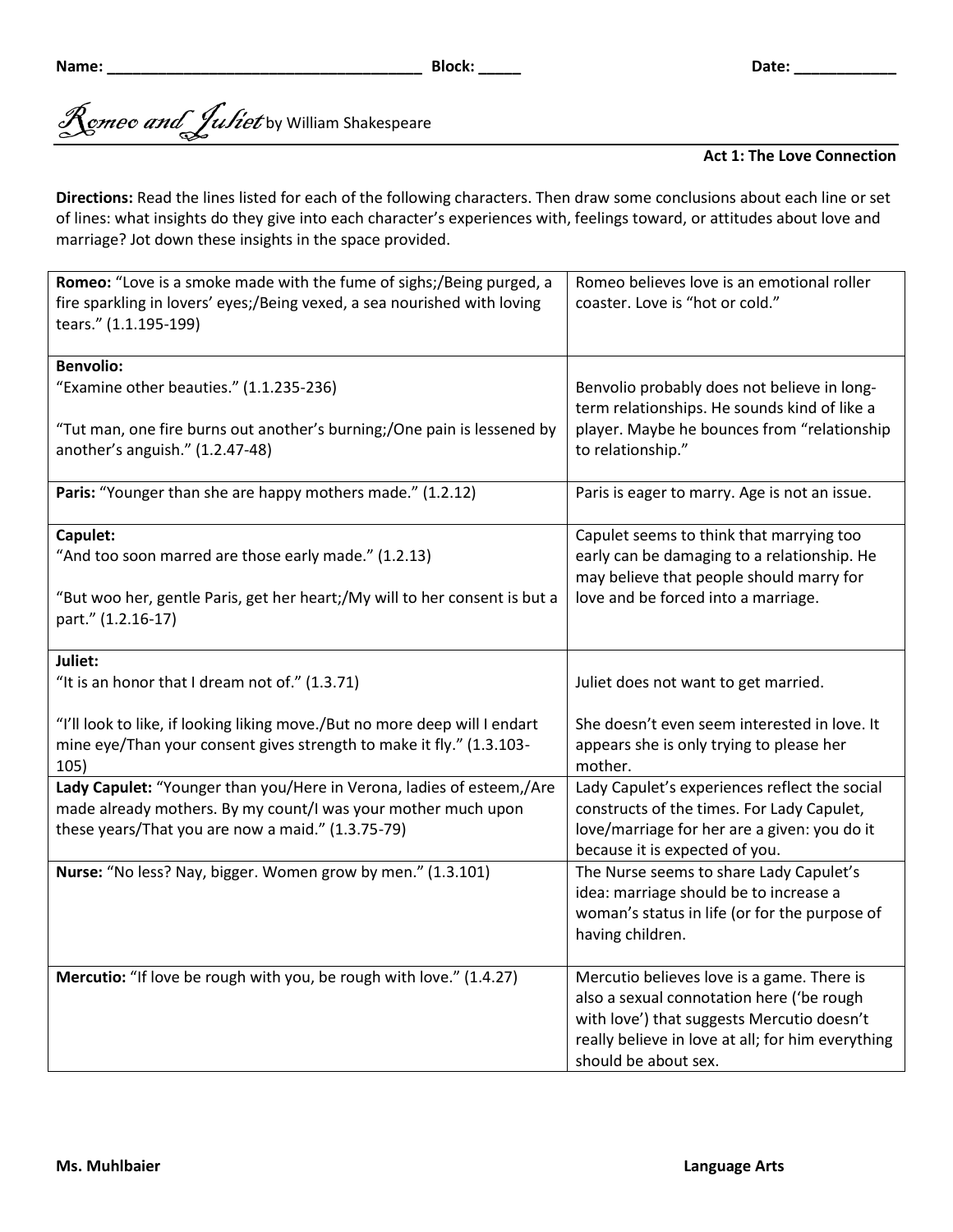Name: ____________________________________ Block: _____ Date: ____________

# *Romeo and Juliet* by William Shakespeare

**Act 1: The Love Connection**

**Directions:** Read the lines listed for each of the following characters. Then draw some conclusions about each line or set of lines: what insights do they give into each character's experiences with, feelings toward, or attitudes about love and marriage? Jot down these insights in the space provided.

| | |
|---|---|
| **Romeo:** "Love is a smoke made with the fume of sighs;/Being purged, a fire sparkling in lovers' eyes;/Being vexed, a sea nourished with loving tears." (1.1.195-199) | Romeo believes love is an emotional roller coaster. Love is "hot or cold." |
| **Benvolio:**<br>"Examine other beauties." (1.1.235-236)<br><br>"Tut man, one fire burns out another's burning;/One pain is lessened by another's anguish." (1.2.47-48) | Benvolio probably does not believe in long-term relationships. He sounds kind of like a player. Maybe he bounces from "relationship to relationship." |
| **Paris:** "Younger than she are happy mothers made." (1.2.12) | Paris is eager to marry. Age is not an issue. |
| **Capulet:**<br>"And too soon marred are those early made." (1.2.13)<br><br>"But woo her, gentle Paris, get her heart;/My will to her consent is but a part." (1.2.16-17) | Capulet seems to think that marrying too early can be damaging to a relationship. He may believe that people should marry for love and be forced into a marriage. |
| **Juliet:**<br>"It is an honor that I dream not of." (1.3.71)<br><br>"I'll look to like, if looking liking move./But no more deep will I endart mine eye/Than your consent gives strength to make it fly." (1.3.103-105) | Juliet does not want to get married.<br><br>She doesn't even seem interested in love. It appears she is only trying to please her mother. |
| **Lady Capulet:** "Younger than you/Here in Verona, ladies of esteem,/Are made already mothers. By my count/I was your mother much upon these years/That you are now a maid." (1.3.75-79) | Lady Capulet's experiences reflect the social constructs of the times. For Lady Capulet, love/marriage for her are a given: you do it because it is expected of you. |
| **Nurse:** "No less? Nay, bigger. Women grow by men." (1.3.101) | The Nurse seems to share Lady Capulet's idea: marriage should be to increase a woman's status in life (or for the purpose of having children. |
| **Mercutio:** "If love be rough with you, be rough with love." (1.4.27) | Mercutio believes love is a game. There is also a sexual connotation here ('be rough with love') that suggests Mercutio doesn't really believe in love at all; for him everything should be about sex. |

Ms. Muhlbaier — Language Arts